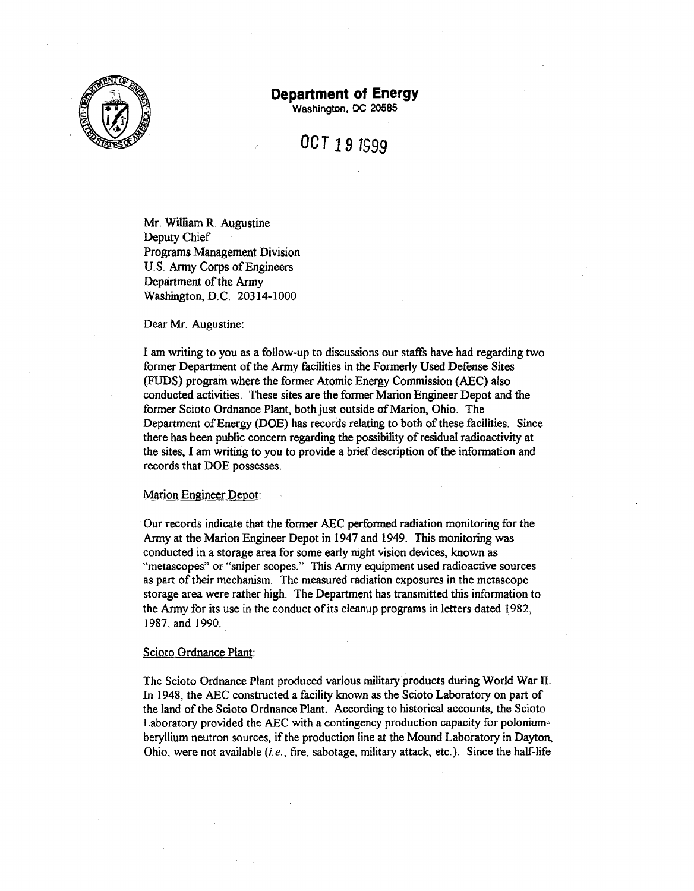**Department of Energy**
Washington, DC 20585

OCT 19 1999

Mr. William R. Augustine
Deputy Chief
Programs Management Division
U.S. Army Corps of Engineers
Department of the Army
Washington, D.C. 20314-1000

Dear Mr. Augustine:

I am writing to you as a follow-up to discussions our staffs have had regarding two former Department of the Army facilities in the Formerly Used Defense Sites (FUDS) program where the former Atomic Energy Commission (AEC) also conducted activities. These sites are the former Marion Engineer Depot and the former Scioto Ordnance Plant, both just outside of Marion, Ohio. The Department of Energy (DOE) has records relating to both of these facilities. Since there has been public concern regarding the possibility of residual radioactivity at the sites, I am writing to you to provide a brief description of the information and records that DOE possesses.

Marion Engineer Depot:

Our records indicate that the former AEC performed radiation monitoring for the Army at the Marion Engineer Depot in 1947 and 1949. This monitoring was conducted in a storage area for some early night vision devices, known as "metascopes" or "sniper scopes." This Army equipment used radioactive sources as part of their mechanism. The measured radiation exposures in the metascope storage area were rather high. The Department has transmitted this information to the Army for its use in the conduct of its cleanup programs in letters dated 1982, 1987, and 1990.

Scioto Ordnance Plant:

The Scioto Ordnance Plant produced various military products during World War II. In 1948, the AEC constructed a facility known as the Scioto Laboratory on part of the land of the Scioto Ordnance Plant. According to historical accounts, the Scioto Laboratory provided the AEC with a contingency production capacity for polonium-beryllium neutron sources, if the production line at the Mound Laboratory in Dayton, Ohio, were not available (*i.e.*, fire, sabotage, military attack, etc.). Since the half-life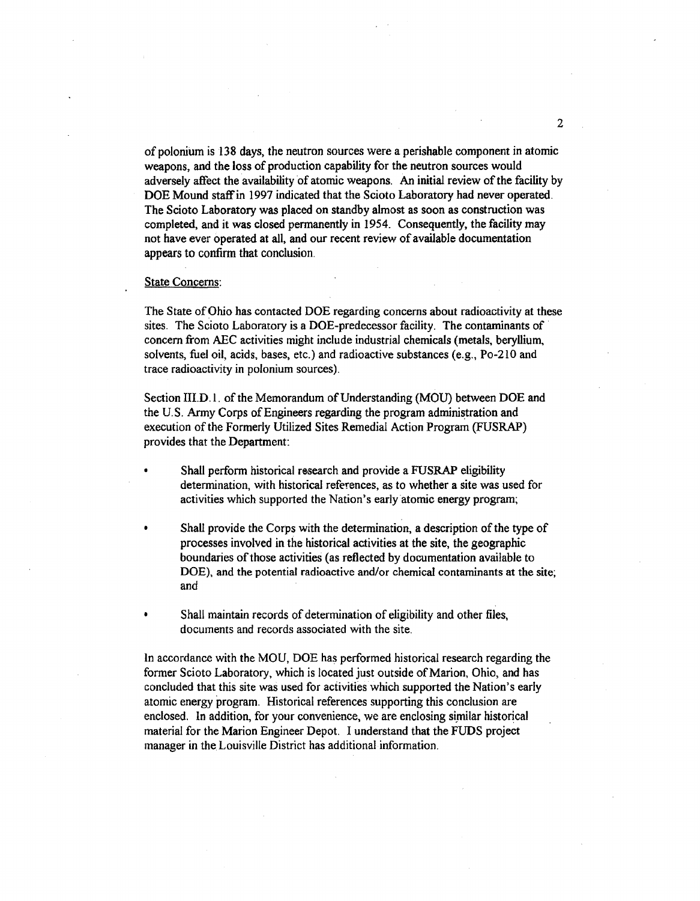of polonium is 138 days, the neutron sources were a perishable component in atomic weapons, and the loss of production capability for the neutron sources would adversely affect the availability of atomic weapons. An initial review of the facility by DOE Mound staff in 1997 indicated that the Scioto Laboratory had never operated. The Scioto Laboratory was placed on standby almost as soon as construction was completed, and it was closed permanently in 1954. Consequently, the facility may not have ever operated at all, and our recent review of available documentation appears to confirm that conclusion.

State Concerns:

The State of Ohio has contacted DOE regarding concerns about radioactivity at these sites. The Scioto Laboratory is a DOE-predecessor facility. The contaminants of concern from AEC activities might include industrial chemicals (metals, beryllium, solvents, fuel oil, acids, bases, etc.) and radioactive substances (e.g., Po-210 and trace radioactivity in polonium sources).

Section III.D.1. of the Memorandum of Understanding (MOU) between DOE and the U.S. Army Corps of Engineers regarding the program administration and execution of the Formerly Utilized Sites Remedial Action Program (FUSRAP) provides that the Department:

- Shall perform historical research and provide a FUSRAP eligibility determination, with historical references, as to whether a site was used for activities which supported the Nation's early atomic energy program;
- Shall provide the Corps with the determination, a description of the type of processes involved in the historical activities at the site, the geographic boundaries of those activities (as reflected by documentation available to DOE), and the potential radioactive and/or chemical contaminants at the site; and
- Shall maintain records of determination of eligibility and other files, documents and records associated with the site.

In accordance with the MOU, DOE has performed historical research regarding the former Scioto Laboratory, which is located just outside of Marion, Ohio, and has concluded that this site was used for activities which supported the Nation's early atomic energy program. Historical references supporting this conclusion are enclosed. In addition, for your convenience, we are enclosing similar historical material for the Marion Engineer Depot. I understand that the FUDS project manager in the Louisville District has additional information.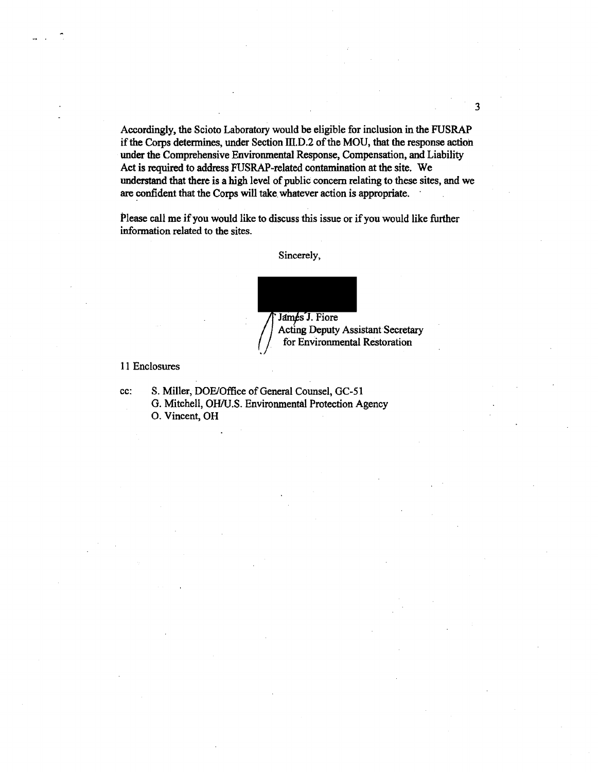Accordingly, the Scioto Laboratory would be eligible for inclusion in the FUSRAP if the Corps determines, under Section III.D.2 of the MOU, that the response action under the Comprehensive Environmental Response, Compensation, and Liability Act is required to address FUSRAP-related contamination at the site. We understand that there is a high level of public concern relating to these sites, and we are confident that the Corps will take whatever action is appropriate.

Please call me if you would like to discuss this issue or if you would like further information related to the sites.

Sincerely,

James J. Fiore
Acting Deputy Assistant Secretary
for Environmental Restoration

11 Enclosures

cc: S. Miller, DOE/Office of General Counsel, GC-51
G. Mitchell, OH/U.S. Environmental Protection Agency
O. Vincent, OH